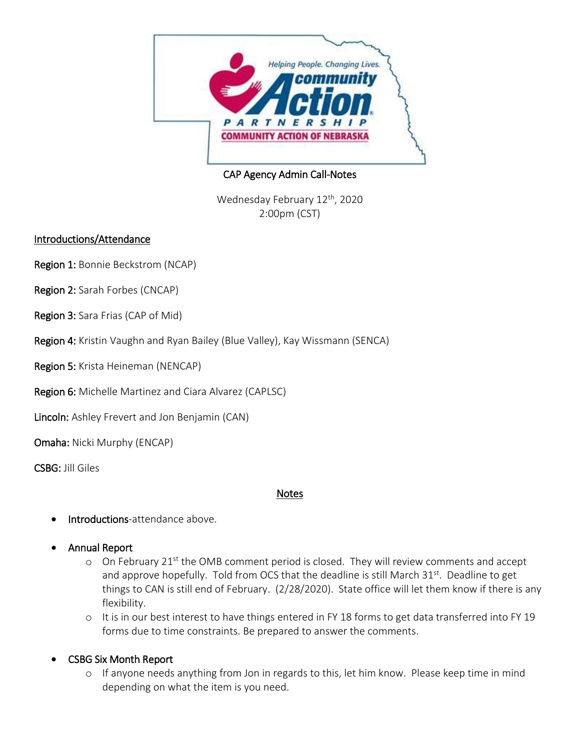CAP Agency Admin Call-Notes

Wednesday February 12th, 2020
2:00pm (CST)

## Introductions/Attendance

**Region 1:** Bonnie Beckstrom (NCAP)

**Region 2:** Sarah Forbes (CNCAP)

**Region 3:** Sara Frias (CAP of Mid)

**Region 4:** Kristin Vaughn and Ryan Bailey (Blue Valley), Kay Wissmann (SENCA)

**Region 5:** Krista Heineman (NENCAP)

**Region 6:** Michelle Martinez and Ciara Alvarez (CAPLSC)

**Lincoln:** Ashley Frevert and Jon Benjamin (CAN)

**Omaha:** Nicki Murphy (ENCAP)

**CSBG:** Jill Giles

## Notes

- **Introductions**-attendance above.
- **Annual Report**
  - On February 21st the OMB comment period is closed. They will review comments and accept and approve hopefully. Told from OCS that the deadline is still March 31st. Deadline to get things to CAN is still end of February. (2/28/2020). State office will let them know if there is any flexibility.
  - It is in our best interest to have things entered in FY 18 forms to get data transferred into FY 19 forms due to time constraints. Be prepared to answer the comments.
- **CSBG Six Month Report**
  - If anyone needs anything from Jon in regards to this, let him know. Please keep time in mind depending on what the item is you need.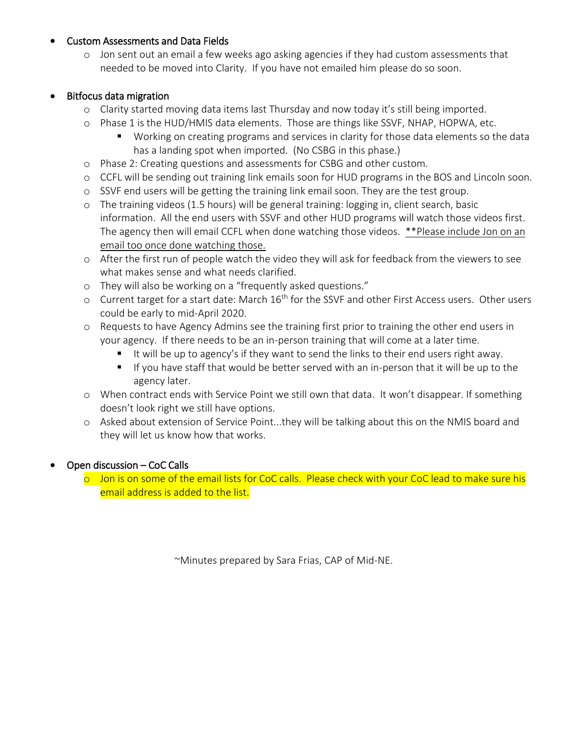- Custom Assessments and Data Fields
  - Jon sent out an email a few weeks ago asking agencies if they had custom assessments that needed to be moved into Clarity. If you have not emailed him please do so soon.

- Bitfocus data migration
  - Clarity started moving data items last Thursday and now today it's still being imported.
  - Phase 1 is the HUD/HMIS data elements. Those are things like SSVF, NHAP, HOPWA, etc.
    - Working on creating programs and services in clarity for those data elements so the data has a landing spot when imported. (No CSBG in this phase.)
  - Phase 2: Creating questions and assessments for CSBG and other custom.
  - CCFL will be sending out training link emails soon for HUD programs in the BOS and Lincoln soon.
  - SSVF end users will be getting the training link email soon. They are the test group.
  - The training videos (1.5 hours) will be general training: logging in, client search, basic information. All the end users with SSVF and other HUD programs will watch those videos first. The agency then will email CCFL when done watching those videos. **Please include Jon on an email too once done watching those.**
  - After the first run of people watch the video they will ask for feedback from the viewers to see what makes sense and what needs clarified.
  - They will also be working on a "frequently asked questions."
  - Current target for a start date: March 16th for the SSVF and other First Access users. Other users could be early to mid-April 2020.
  - Requests to have Agency Admins see the training first prior to training the other end users in your agency. If there needs to be an in-person training that will come at a later time.
    - It will be up to agency's if they want to send the links to their end users right away.
    - If you have staff that would be better served with an in-person that it will be up to the agency later.
  - When contract ends with Service Point we still own that data. It won't disappear. If something doesn't look right we still have options.
  - Asked about extension of Service Point...they will be talking about this on the NMIS board and they will let us know how that works.

- Open discussion – CoC Calls
  - Jon is on some of the email lists for CoC calls. Please check with your CoC lead to make sure his email address is added to the list.

~Minutes prepared by Sara Frias, CAP of Mid-NE.